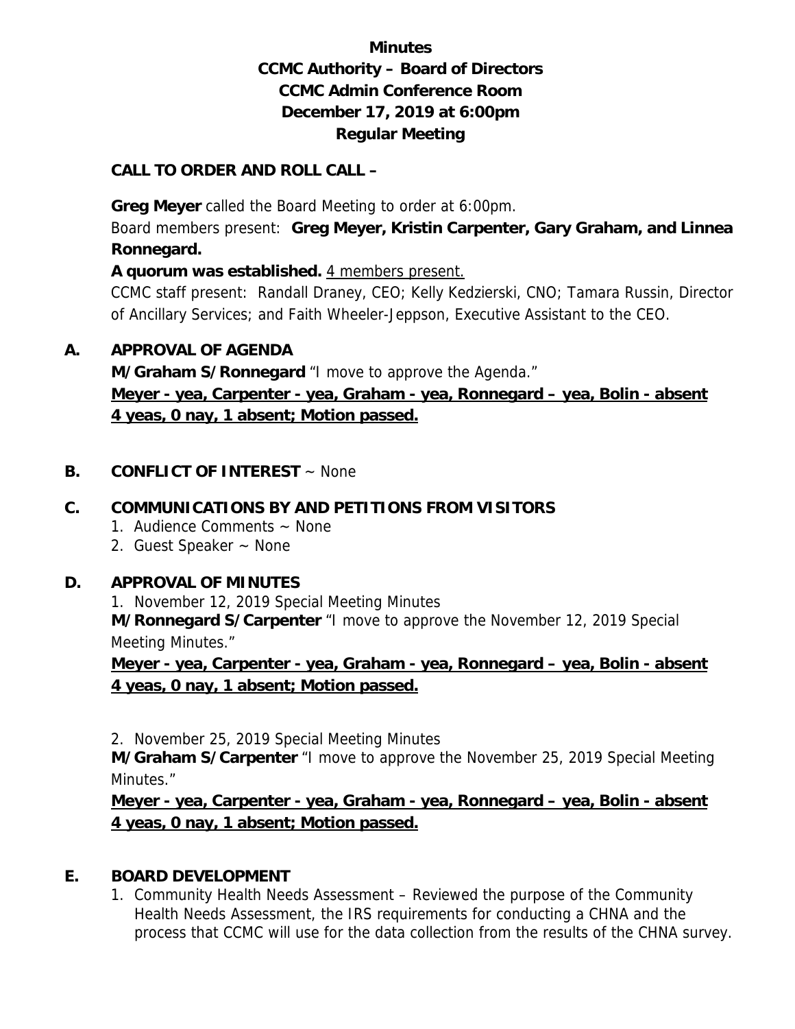# Minutes
# CCMC Authority – Board of Directors
# CCMC Admin Conference Room
# December 17, 2019 at 6:00pm
# Regular Meeting

## CALL TO ORDER AND ROLL CALL –

**Greg Meyer** called the Board Meeting to order at 6:00pm.

Board members present: **Greg Meyer, Kristin Carpenter, Gary Graham, and Linnea Ronnegard.**

**A quorum was established.** 4 members present.

CCMC staff present: Randall Draney, CEO; Kelly Kedzierski, CNO; Tamara Russin, Director of Ancillary Services; and Faith Wheeler-Jeppson, Executive Assistant to the CEO.

## A. APPROVAL OF AGENDA

**M/Graham S/Ronnegard** "I move to approve the Agenda."

**Meyer - yea, Carpenter - yea, Graham - yea, Ronnegard – yea, Bolin - absent**
**4 yeas, 0 nay, 1 absent; Motion passed.**

## B. CONFLICT OF INTEREST ~ None

## C. COMMUNICATIONS BY AND PETITIONS FROM VISITORS

1. Audience Comments ~ None
2. Guest Speaker ~ None

## D. APPROVAL OF MINUTES

1. November 12, 2019 Special Meeting Minutes

**M/Ronnegard S/Carpenter** "I move to approve the November 12, 2019 Special Meeting Minutes."

**Meyer - yea, Carpenter - yea, Graham - yea, Ronnegard – yea, Bolin - absent**
**4 yeas, 0 nay, 1 absent; Motion passed.**

2. November 25, 2019 Special Meeting Minutes

**M/Graham S/Carpenter** "I move to approve the November 25, 2019 Special Meeting Minutes."

**Meyer - yea, Carpenter - yea, Graham - yea, Ronnegard – yea, Bolin - absent**
**4 yeas, 0 nay, 1 absent; Motion passed.**

## E. BOARD DEVELOPMENT

1. Community Health Needs Assessment – Reviewed the purpose of the Community Health Needs Assessment, the IRS requirements for conducting a CHNA and the process that CCMC will use for the data collection from the results of the CHNA survey.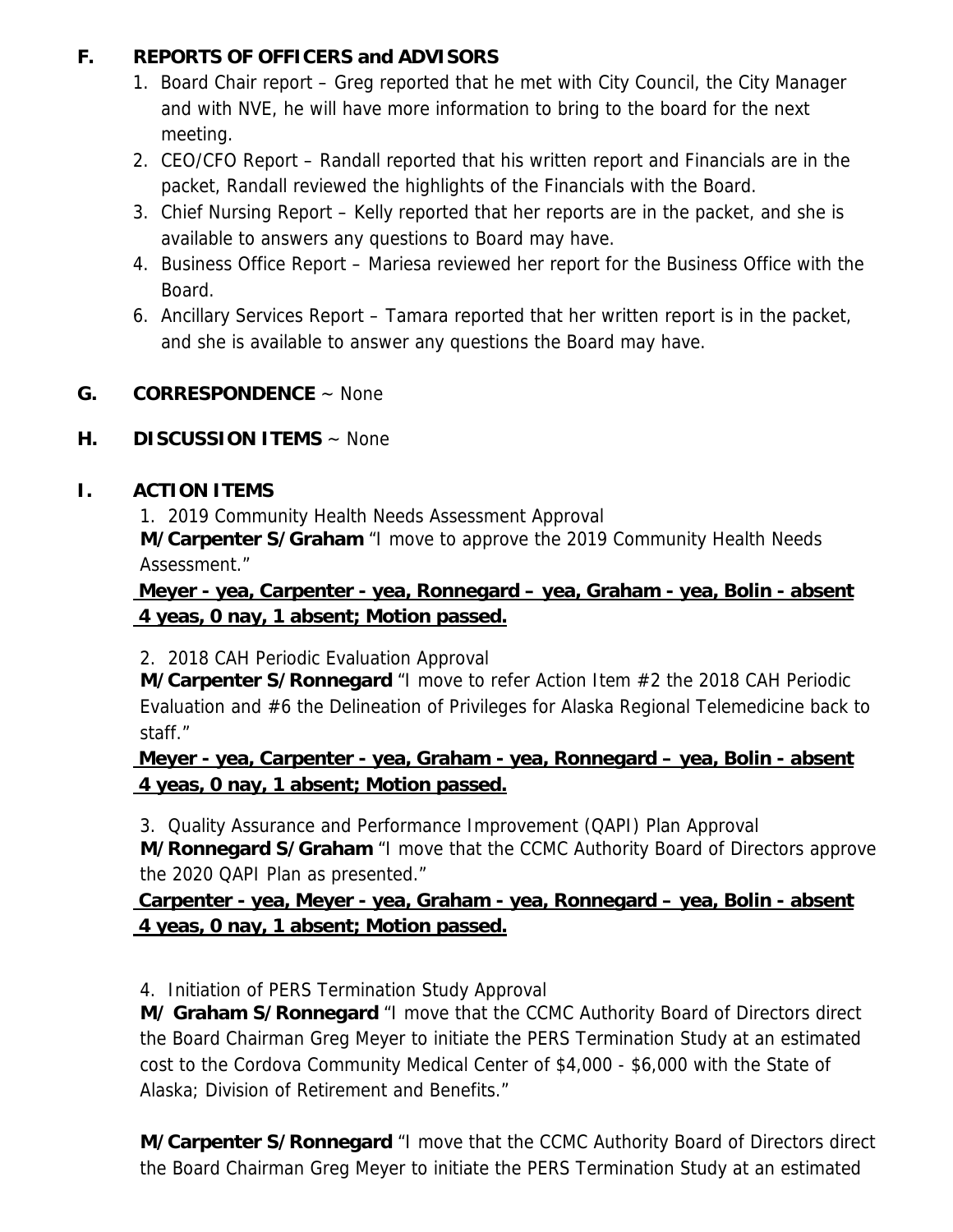## F. REPORTS OF OFFICERS and ADVISORS

1. Board Chair report – Greg reported that he met with City Council, the City Manager and with NVE, he will have more information to bring to the board for the next meeting.
2. CEO/CFO Report – Randall reported that his written report and Financials are in the packet, Randall reviewed the highlights of the Financials with the Board.
3. Chief Nursing Report – Kelly reported that her reports are in the packet, and she is available to answers any questions to Board may have.
4. Business Office Report – Mariesa reviewed her report for the Business Office with the Board.
6. Ancillary Services Report – Tamara reported that her written report is in the packet, and she is available to answer any questions the Board may have.

## G. CORRESPONDENCE ~ None

## H. DISCUSSION ITEMS ~ None

## I. ACTION ITEMS

1. 2019 Community Health Needs Assessment Approval

**M/Carpenter S/Graham** "I move to approve the 2019 Community Health Needs Assessment."

**Meyer - yea, Carpenter - yea, Ronnegard – yea, Graham - yea, Bolin - absent**
**4 yeas, 0 nay, 1 absent; Motion passed.**

2. 2018 CAH Periodic Evaluation Approval

**M/Carpenter S/Ronnegard** "I move to refer Action Item #2 the 2018 CAH Periodic Evaluation and #6 the Delineation of Privileges for Alaska Regional Telemedicine back to staff."

**Meyer - yea, Carpenter - yea, Graham - yea, Ronnegard – yea, Bolin - absent**
**4 yeas, 0 nay, 1 absent; Motion passed.**

3. Quality Assurance and Performance Improvement (QAPI) Plan Approval

**M/Ronnegard S/Graham** "I move that the CCMC Authority Board of Directors approve the 2020 QAPI Plan as presented."

**Carpenter - yea, Meyer - yea, Graham - yea, Ronnegard – yea, Bolin - absent**
**4 yeas, 0 nay, 1 absent; Motion passed.**

4. Initiation of PERS Termination Study Approval

**M/ Graham S/Ronnegard** "I move that the CCMC Authority Board of Directors direct the Board Chairman Greg Meyer to initiate the PERS Termination Study at an estimated cost to the Cordova Community Medical Center of $4,000 - $6,000 with the State of Alaska; Division of Retirement and Benefits."

**M/Carpenter S/Ronnegard** "I move that the CCMC Authority Board of Directors direct the Board Chairman Greg Meyer to initiate the PERS Termination Study at an estimated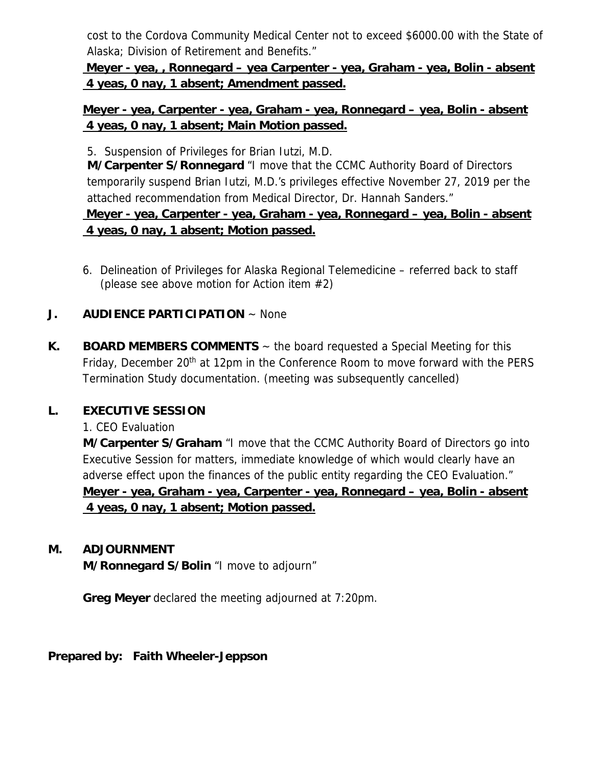cost to the Cordova Community Medical Center not to exceed $6000.00 with the State of Alaska; Division of Retirement and Benefits."

**Meyer - yea, , Ronnegard – yea Carpenter - yea, Graham - yea, Bolin - absent**
**4 yeas, 0 nay, 1 absent; Amendment passed.**

**Meyer - yea, Carpenter - yea, Graham - yea, Ronnegard – yea, Bolin - absent**
**4 yeas, 0 nay, 1 absent; Main Motion passed.**

5. Suspension of Privileges for Brian Iutzi, M.D.

**M/Carpenter S/Ronnegard** "I move that the CCMC Authority Board of Directors temporarily suspend Brian Iutzi, M.D.'s privileges effective November 27, 2019 per the attached recommendation from Medical Director, Dr. Hannah Sanders."

**Meyer - yea, Carpenter - yea, Graham - yea, Ronnegard – yea, Bolin - absent**
**4 yeas, 0 nay, 1 absent; Motion passed.**

6. Delineation of Privileges for Alaska Regional Telemedicine – referred back to staff (please see above motion for Action item #2)

## J. AUDIENCE PARTICIPATION ~ None

## K. BOARD MEMBERS COMMENTS ~ the board requested a Special Meeting for this Friday, December 20th at 12pm in the Conference Room to move forward with the PERS Termination Study documentation. (meeting was subsequently cancelled)

## L. EXECUTIVE SESSION

1. CEO Evaluation

**M/Carpenter S/Graham** "I move that the CCMC Authority Board of Directors go into Executive Session for matters, immediate knowledge of which would clearly have an adverse effect upon the finances of the public entity regarding the CEO Evaluation."

**Meyer - yea, Graham - yea, Carpenter - yea, Ronnegard – yea, Bolin - absent**
**4 yeas, 0 nay, 1 absent; Motion passed.**

## M. ADJOURNMENT

**M/Ronnegard S/Bolin** "I move to adjourn"

**Greg Meyer** declared the meeting adjourned at 7:20pm.

**Prepared by: Faith Wheeler-Jeppson**